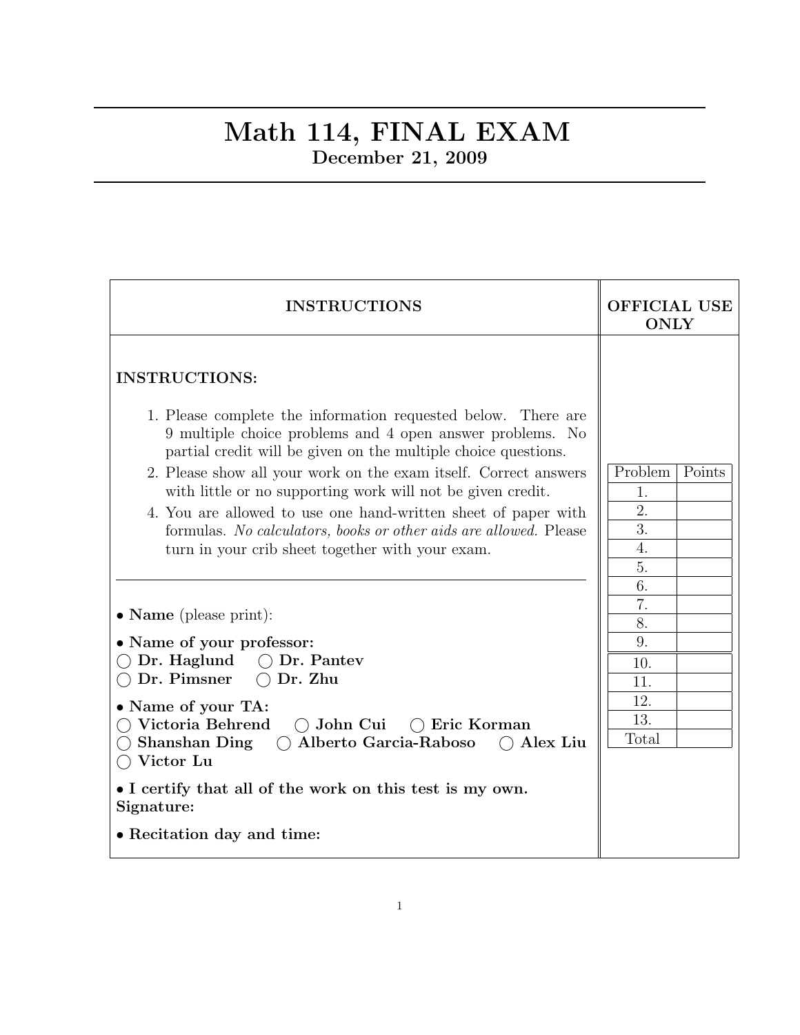# Math 114, FINAL EXAM

**December 21, 2009**

| INSTRUCTIONS | OFFICIAL USE ONLY |
|---|---|

**INSTRUCTIONS:**

1. Please complete the information requested below. There are 9 multiple choice problems and 4 open answer problems. No partial credit will be given on the multiple choice questions.
2. Please show all your work on the exam itself. Correct answers with little or no supporting work will not be given credit.
4. You are allowed to use one hand-written sheet of paper with formulas. *No calculators, books or other aids are allowed.* Please turn in your crib sheet together with your exam.

---

- **Name** (please print):
- **Name of your professor:**
  ◯ **Dr. Haglund** ◯ **Dr. Pantev**
  ◯ **Dr. Pimsner** ◯ **Dr. Zhu**
- **Name of your TA:**
  ◯ **Victoria Behrend** ◯ **John Cui** ◯ **Eric Korman**
  ◯ **Shanshan Ding** ◯ **Alberto Garcia-Raboso** ◯ **Alex Liu**
  ◯ **Victor Lu**
- **I certify that all of the work on this test is my own.**
  **Signature:**
- **Recitation day and time:**

| Problem | Points |
|---|---|
| 1. | |
| 2. | |
| 3. | |
| 4. | |
| 5. | |
| 6. | |
| 7. | |
| 8. | |
| 9. | |
| 10. | |
| 11. | |
| 12. | |
| 13. | |
| Total | |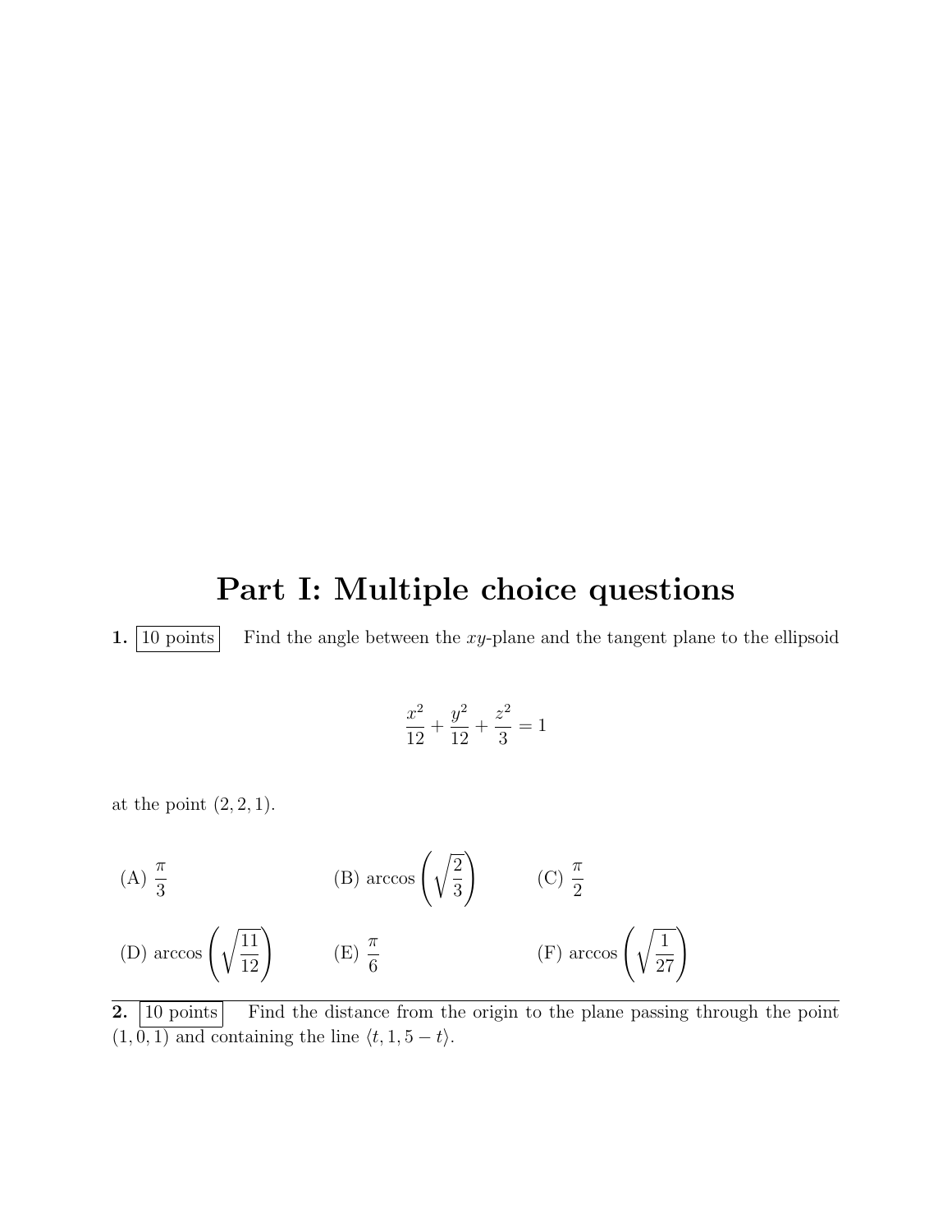# Part I: Multiple choice questions

**1.** 10 points  Find the angle between the $xy$-plane and the tangent plane to the ellipsoid

$$\frac{x^2}{12} + \frac{y^2}{12} + \frac{z^2}{3} = 1$$

at the point $(2, 2, 1)$.

(A) $\frac{\pi}{3}$

(B) $\arccos\left(\sqrt{\frac{2}{3}}\right)$

(C) $\frac{\pi}{2}$

(D) $\arccos\left(\sqrt{\frac{11}{12}}\right)$

(E) $\frac{\pi}{6}$

(F) $\arccos\left(\sqrt{\frac{1}{27}}\right)$

---

**2.** 10 points  Find the distance from the origin to the plane passing through the point $(1, 0, 1)$ and containing the line $\langle t, 1, 5 - t \rangle$.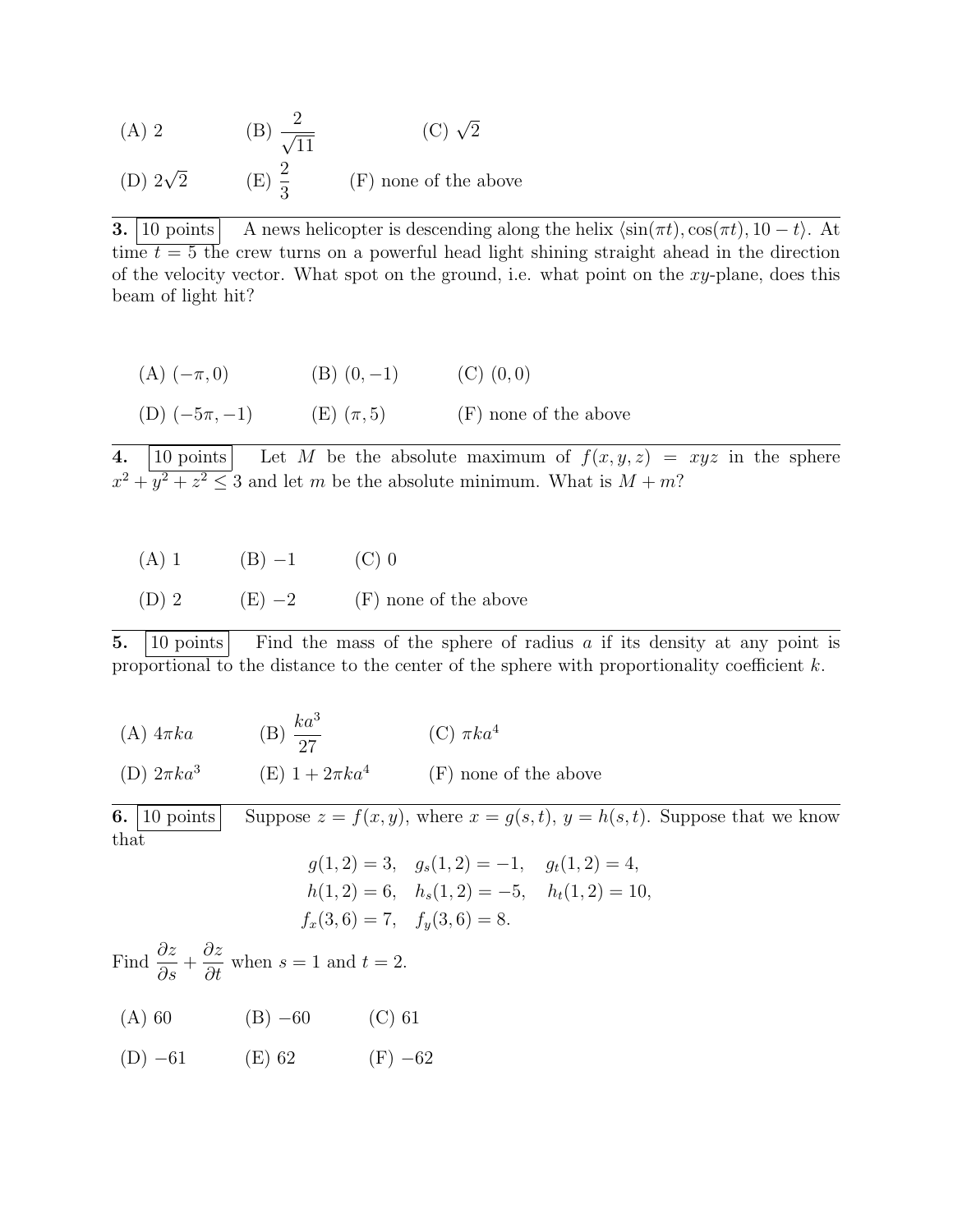(A) 2 (B) $\dfrac{2}{\sqrt{11}}$ (C) $\sqrt{2}$

(D) $2\sqrt{2}$ (E) $\dfrac{2}{3}$ (F) none of the above

---

**3.** 10 points A news helicopter is descending along the helix $\langle \sin(\pi t), \cos(\pi t), 10 - t\rangle$. At time $t = 5$ the crew turns on a powerful head light shining straight ahead in the direction of the velocity vector. What spot on the ground, i.e. what point on the $xy$-plane, does this beam of light hit?

(A) $(-\pi, 0)$ (B) $(0, -1)$ (C) $(0, 0)$

(D) $(-5\pi, -1)$ (E) $(\pi, 5)$ (F) none of the above

---

**4.** 10 points Let $M$ be the absolute maximum of $f(x, y, z) = xyz$ in the sphere $x^2 + y^2 + z^2 \leq 3$ and let $m$ be the absolute minimum. What is $M + m$?

(A) 1 (B) $-1$ (C) 0

(D) 2 (E) $-2$ (F) none of the above

---

**5.** 10 points Find the mass of the sphere of radius $a$ if its density at any point is proportional to the distance to the center of the sphere with proportionality coefficient $k$.

(A) $4\pi k a$ (B) $\dfrac{ka^3}{27}$ (C) $\pi k a^4$

(D) $2\pi k a^3$ (E) $1 + 2\pi k a^4$ (F) none of the above

---

**6.** 10 points Suppose $z = f(x, y)$, where $x = g(s, t)$, $y = h(s, t)$. Suppose that we know that

$$
\begin{aligned}
&g(1,2) = 3, \quad g_s(1,2) = -1, \quad g_t(1,2) = 4, \\
&h(1,2) = 6, \quad h_s(1,2) = -5, \quad h_t(1,2) = 10, \\
&f_x(3,6) = 7, \quad f_y(3,6) = 8.
\end{aligned}
$$

Find $\dfrac{\partial z}{\partial s} + \dfrac{\partial z}{\partial t}$ when $s = 1$ and $t = 2$.

(A) 60 (B) $-60$ (C) 61

(D) $-61$ (E) 62 (F) $-62$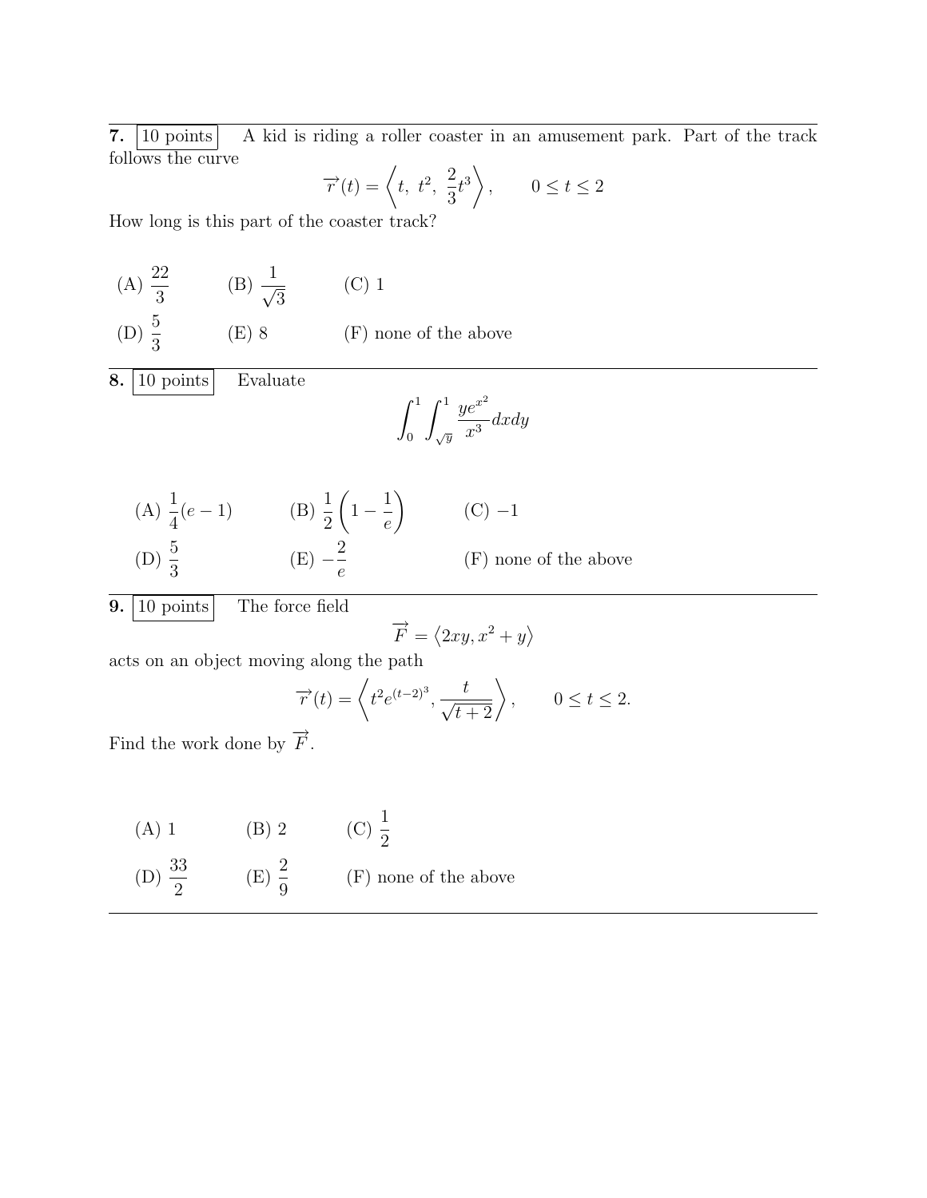**7.** 10 points A kid is riding a roller coaster in an amusement park. Part of the track follows the curve

$$\overrightarrow{r}(t) = \left\langle t,\ t^2,\ \frac{2}{3}t^3 \right\rangle, \qquad 0 \le t \le 2$$

How long is this part of the coaster track?

(A) $\dfrac{22}{3}$ (B) $\dfrac{1}{\sqrt{3}}$ (C) 1

(D) $\dfrac{5}{3}$ (E) 8 (F) none of the above

---

**8.** 10 points Evaluate

$$\int_0^1 \int_{\sqrt{y}}^1 \frac{ye^{x^2}}{x^3} dxdy$$

(A) $\dfrac{1}{4}(e-1)$ (B) $\dfrac{1}{2}\left(1 - \dfrac{1}{e}\right)$ (C) $-1$

(D) $\dfrac{5}{3}$ (E) $-\dfrac{2}{e}$ (F) none of the above

---

**9.** 10 points The force field

$$\overrightarrow{F} = \langle 2xy, x^2 + y \rangle$$

acts on an object moving along the path

$$\overrightarrow{r}(t) = \left\langle t^2 e^{(t-2)^3}, \frac{t}{\sqrt{t+2}} \right\rangle, \qquad 0 \le t \le 2.$$

Find the work done by $\overrightarrow{F}$.

(A) 1 (B) 2 (C) $\dfrac{1}{2}$

(D) $\dfrac{33}{2}$ (E) $\dfrac{2}{9}$ (F) none of the above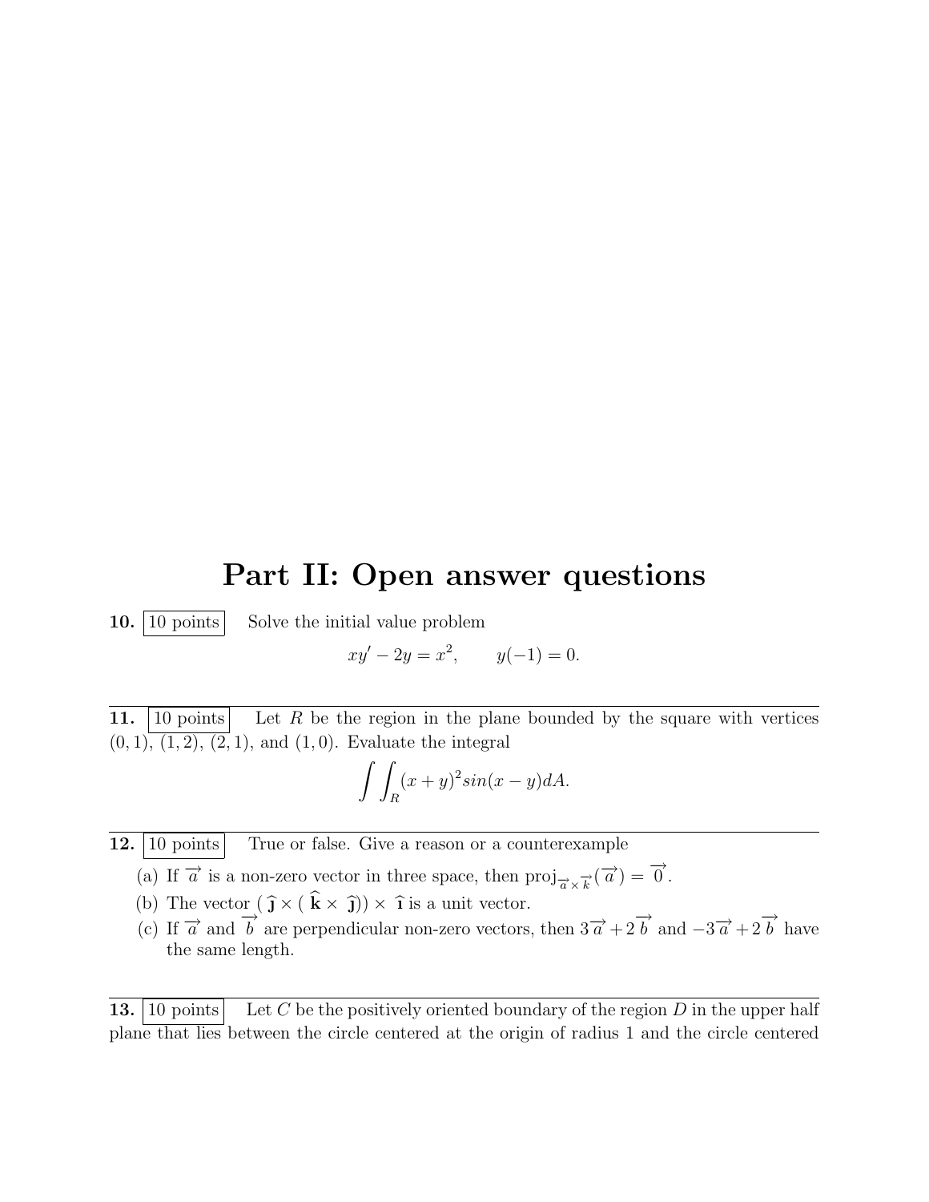# Part II: Open answer questions

**10.** 10 points  Solve the initial value problem

$$xy' - 2y = x^2, \qquad y(-1) = 0.$$

---

**11.** 10 points  Let $R$ be the region in the plane bounded by the square with vertices $(0,1)$, $(1,2)$, $(2,1)$, and $(1,0)$. Evaluate the integral

$$\int\int_R (x+y)^2 sin(x-y) dA.$$

---

**12.** 10 points  True or false. Give a reason or a counterexample

(a) If $\overrightarrow{a}$ is a non-zero vector in three space, then $\text{proj}_{\overrightarrow{a} \times \overrightarrow{k}}(\overrightarrow{a}) = \overrightarrow{0}$.

(b) The vector $(\,\widehat{\mathbf{j}} \times (\,\widehat{\mathbf{k}} \times \,\widehat{\mathbf{j}})) \times \,\widehat{\mathbf{\imath}}$ is a unit vector.

(c) If $\overrightarrow{a}$ and $\overrightarrow{b}$ are perpendicular non-zero vectors, then $3\overrightarrow{a} + 2\overrightarrow{b}$ and $-3\overrightarrow{a} + 2\overrightarrow{b}$ have the same length.

---

**13.** 10 points  Let $C$ be the positively oriented boundary of the region $D$ in the upper half plane that lies between the circle centered at the origin of radius 1 and the circle centered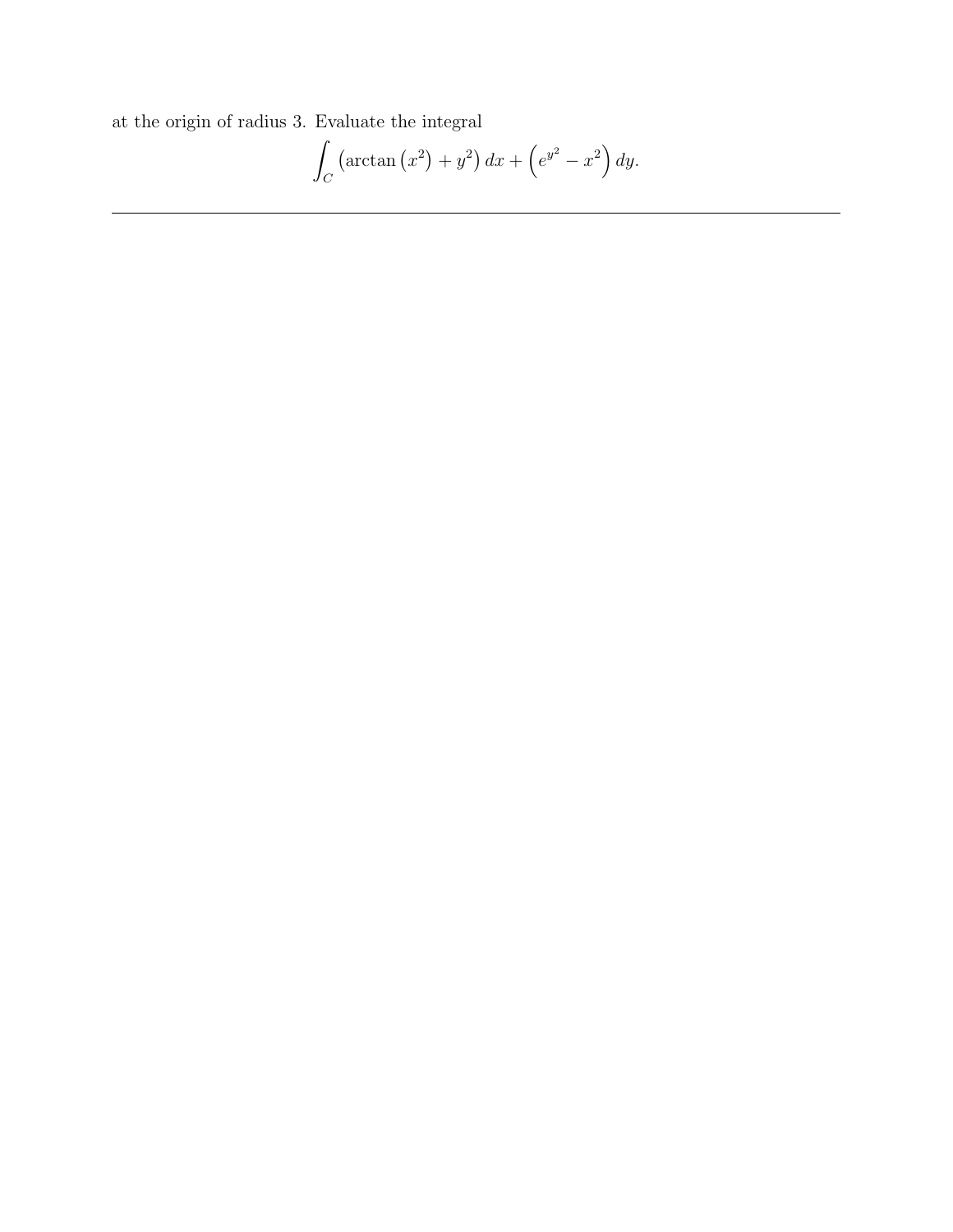at the origin of radius 3. Evaluate the integral

$$\int_C \left(\arctan\left(x^2\right) + y^2\right) dx + \left(e^{y^2} - x^2\right) dy.$$

---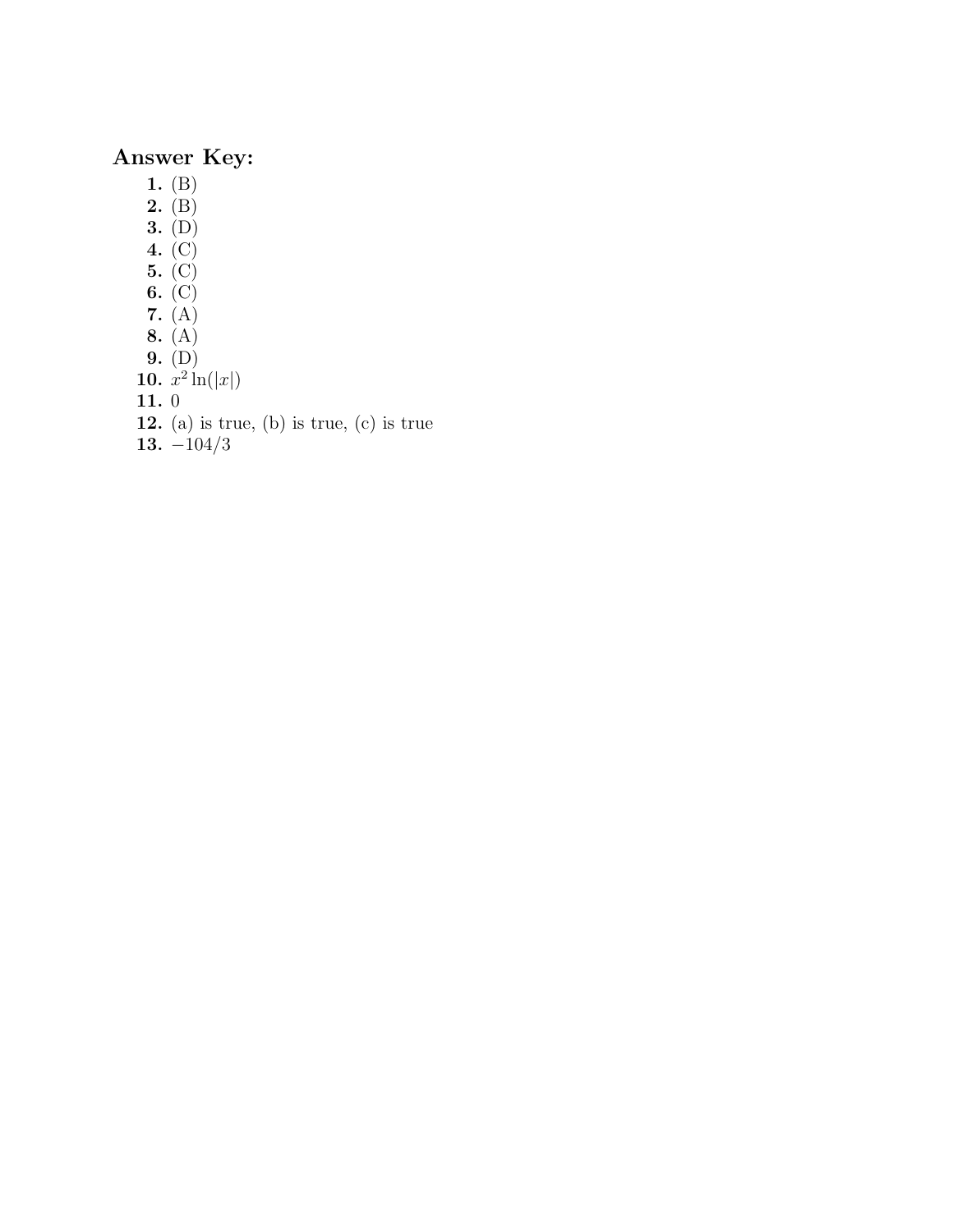## Answer Key:

**1.** (B)
**2.** (B)
**3.** (D)
**4.** (C)
**5.** (C)
**6.** (C)
**7.** (A)
**8.** (A)
**9.** (D)
**10.** $x^2 \ln(|x|)$
**11.** 0
**12.** (a) is true, (b) is true, (c) is true
**13.** $-104/3$